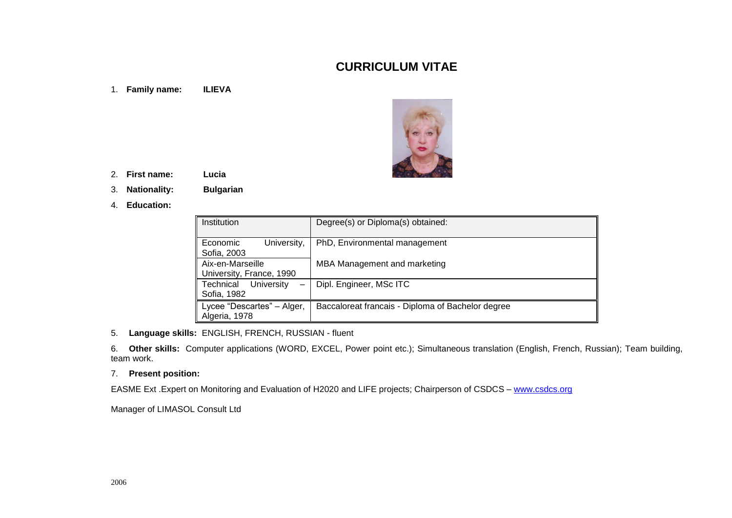# CURRICULUM VITAE

1. **Family name:** **ILIEVA**

2. **First name:** **Lucia**

3. **Nationality:** **Bulgarian**

4. **Education:**

| Institution | Degree(s) or Diploma(s) obtained: |
|---|---|
| Economic University, Sofia, 2003 | PhD, Environmental management |
| Aix-en-Marseille University, France, 1990 | MBA Management and marketing |
| Technical University – Sofia, 1982 | Dipl. Engineer, MSc ITC |
| Lycee "Descartes" – Alger, Algeria, 1978 | Baccaloreat francais - Diploma of Bachelor degree |

5. **Language skills:** ENGLISH, FRENCH, RUSSIAN - fluent

6. **Other skills:** Computer applications (WORD, EXCEL, Power point etc.); Simultaneous translation (English, French, Russian); Team building, team work.

7. **Present position:**

EASME Ext .Expert on Monitoring and Evaluation of H2020 and LIFE projects; Chairperson of CSDCS – www.csdcs.org

Manager of LIMASOL Consult Ltd

2006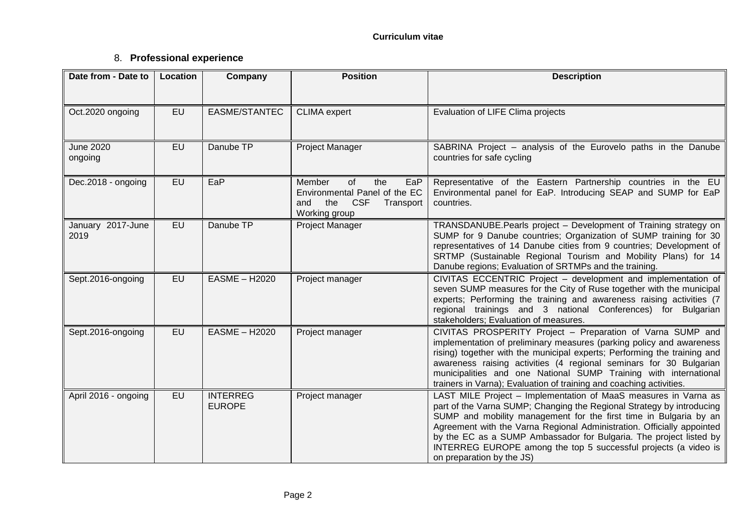**Curriculum vitae**

## 8. **Professional experience**

| Date from - Date to | Location | Company | Position | Description |
|---|---|---|---|---|
| Oct.2020 ongoing | EU | EASME/STANTEC | CLIMA expert | Evaluation of LIFE Clima projects |
| June 2020 ongoing | EU | Danube TP | Project Manager | SABRINA Project – analysis of the Eurovelo paths in the Danube countries for safe cycling |
| Dec.2018 - ongoing | EU | EaP | Member of the EaP Environmental Panel of the EC and the CSF Transport Working group | Representative of the Eastern Partnership countries in the EU Environmental panel for EaP. Introducing SEAP and SUMP for EaP countries. |
| January 2017-June 2019 | EU | Danube TP | Project Manager | TRANSDANUBE.Pearls project – Development of Training strategy on SUMP for 9 Danube countries; Organization of SUMP training for 30 representatives of 14 Danube cities from 9 countries; Development of SRTMP (Sustainable Regional Tourism and Mobility Plans) for 14 Danube regions; Evaluation of SRTMPs and the training. |
| Sept.2016-ongoing | EU | EASME – H2020 | Project manager | CIVITAS ECCENTRIC Project – development and implementation of seven SUMP measures for the City of Ruse together with the municipal experts; Performing the training and awareness raising activities (7 regional trainings and 3 national Conferences) for Bulgarian stakeholders; Evaluation of measures. |
| Sept.2016-ongoing | EU | EASME – H2020 | Project manager | CIVITAS PROSPERITY Project – Preparation of Varna SUMP and implementation of preliminary measures (parking policy and awareness rising) together with the municipal experts; Performing the training and awareness raising activities (4 regional seminars for 30 Bulgarian municipalities and one National SUMP Training with international trainers in Varna); Evaluation of training and coaching activities. |
| April 2016 - ongoing | EU | INTERREG EUROPE | Project manager | LAST MILE Project – Implementation of MaaS measures in Varna as part of the Varna SUMP; Changing the Regional Strategy by introducing SUMP and mobility management for the first time in Bulgaria by an Agreement with the Varna Regional Administration. Officially appointed by the EC as a SUMP Ambassador for Bulgaria. The project listed by INTERREG EUROPE among the top 5 successful projects (a video is on preparation by the JS) |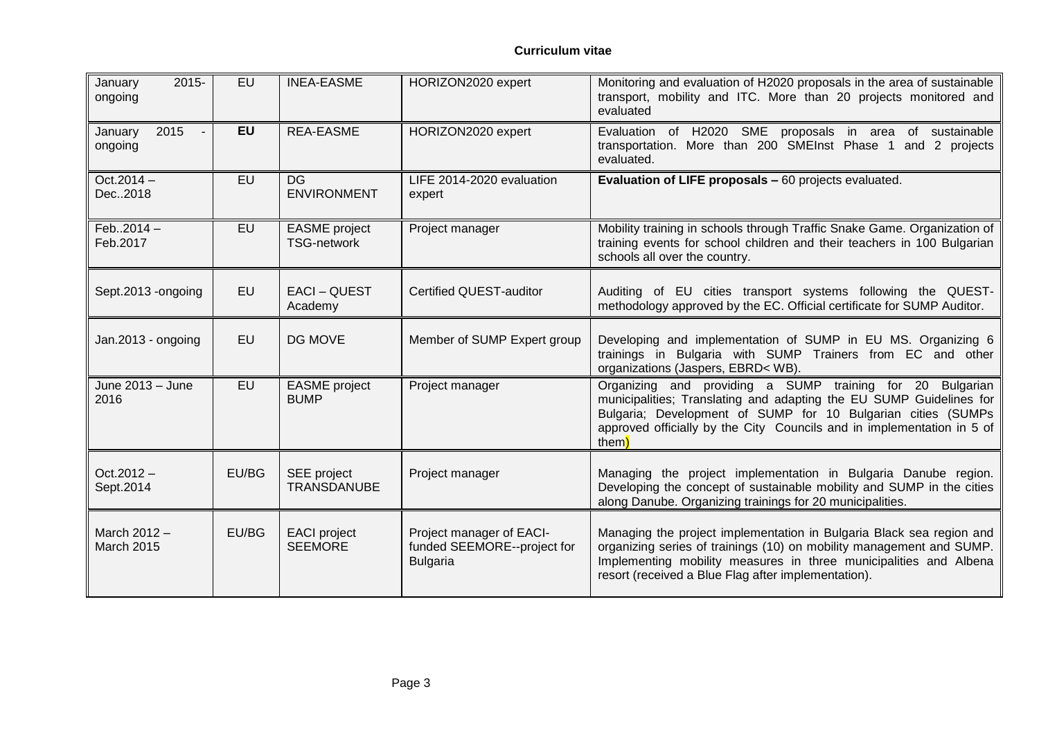**Curriculum vitae**

| | | | | |
|---|---|---|---|---|
| January 2015- ongoing | EU | INEA-EASME | HORIZON2020 expert | Monitoring and evaluation of H2020 proposals in the area of sustainable transport, mobility and ITC. More than 20 projects monitored and evaluated |
| January 2015 - ongoing | **EU** | REA-EASME | HORIZON2020 expert | Evaluation of H2020 SME proposals in area of sustainable transportation. More than 200 SMEInst Phase 1 and 2 projects evaluated. |
| Oct.2014 – Dec..2018 | EU | DG ENVIRONMENT | LIFE 2014-2020 evaluation expert | **Evaluation of LIFE proposals –** 60 projects evaluated. |
| Feb..2014 – Feb.2017 | EU | EASME project TSG-network | Project manager | Mobility training in schools through Traffic Snake Game. Organization of training events for school children and their teachers in 100 Bulgarian schools all over the country. |
| Sept.2013 -ongoing | EU | EACI – QUEST Academy | Certified QUEST-auditor | Auditing of EU cities transport systems following the QUEST-methodology approved by the EC. Official certificate for SUMP Auditor. |
| Jan.2013 - ongoing | EU | DG MOVE | Member of SUMP Expert group | Developing and implementation of SUMP in EU MS. Organizing 6 trainings in Bulgaria with SUMP Trainers from EC and other organizations (Jaspers, EBRD< WB). |
| June 2013 – June 2016 | EU | EASME project BUMP | Project manager | Organizing and providing a SUMP training for 20 Bulgarian municipalities; Translating and adapting the EU SUMP Guidelines for Bulgaria; Development of SUMP for 10 Bulgarian cities (SUMPs approved officially by the City Councils and in implementation in 5 of them) |
| Oct.2012 – Sept.2014 | EU/BG | SEE project TRANSDANUBE | Project manager | Managing the project implementation in Bulgaria Danube region. Developing the concept of sustainable mobility and SUMP in the cities along Danube. Organizing trainings for 20 municipalities. |
| March 2012 – March 2015 | EU/BG | EACI project SEEMORE | Project manager of EACI-funded SEEMORE--project for Bulgaria | Managing the project implementation in Bulgaria Black sea region and organizing series of trainings (10) on mobility management and SUMP. Implementing mobility measures in three municipalities and Albena resort (received a Blue Flag after implementation). |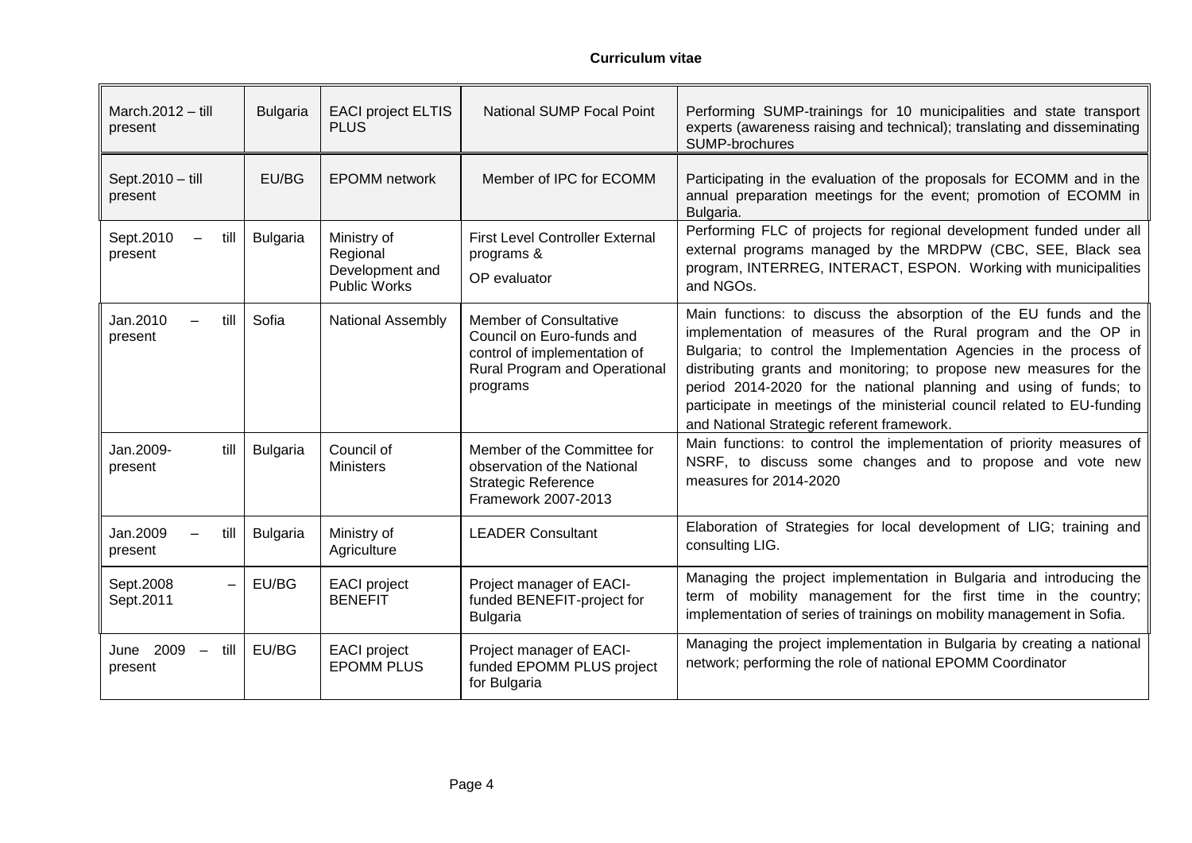**Curriculum vitae**

| | | | | |
|---|---|---|---|---|
| March.2012 – till present | Bulgaria | EACI project ELTIS PLUS | National SUMP Focal Point | Performing SUMP-trainings for 10 municipalities and state transport experts (awareness raising and technical); translating and disseminating SUMP-brochures |
| Sept.2010 – till present | EU/BG | EPOMM network | Member of IPC for ECOMM | Participating in the evaluation of the proposals for ECOMM and in the annual preparation meetings for the event; promotion of ECOMM in Bulgaria. |
| Sept.2010 – till present | Bulgaria | Ministry of Regional Development and Public Works | First Level Controller External programs & OP evaluator | Performing FLC of projects for regional development funded under all external programs managed by the MRDPW (CBC, SEE, Black sea program, INTERREG, INTERACT, ESPON. Working with municipalities and NGOs. |
| Jan.2010 – till present | Sofia | National Assembly | Member of Consultative Council on Euro-funds and control of implementation of Rural Program and Operational programs | Main functions: to discuss the absorption of the EU funds and the implementation of measures of the Rural program and the OP in Bulgaria; to control the Implementation Agencies in the process of distributing grants and monitoring; to propose new measures for the period 2014-2020 for the national planning and using of funds; to participate in meetings of the ministerial council related to EU-funding and National Strategic referent framework. |
| Jan.2009- till present | Bulgaria | Council of Ministers | Member of the Committee for observation of the National Strategic Reference Framework 2007-2013 | Main functions: to control the implementation of priority measures of NSRF, to discuss some changes and to propose and vote new measures for 2014-2020 |
| Jan.2009 – till present | Bulgaria | Ministry of Agriculture | LEADER Consultant | Elaboration of Strategies for local development of LIG; training and consulting LIG. |
| Sept.2008 – Sept.2011 | EU/BG | EACI project BENEFIT | Project manager of EACI-funded BENEFIT-project for Bulgaria | Managing the project implementation in Bulgaria and introducing the term of mobility management for the first time in the country; implementation of series of trainings on mobility management in Sofia. |
| June 2009 – till present | EU/BG | EACI project EPOMM PLUS | Project manager of EACI-funded EPOMM PLUS project for Bulgaria | Managing the project implementation in Bulgaria by creating a national network; performing the role of national EPOMM Coordinator |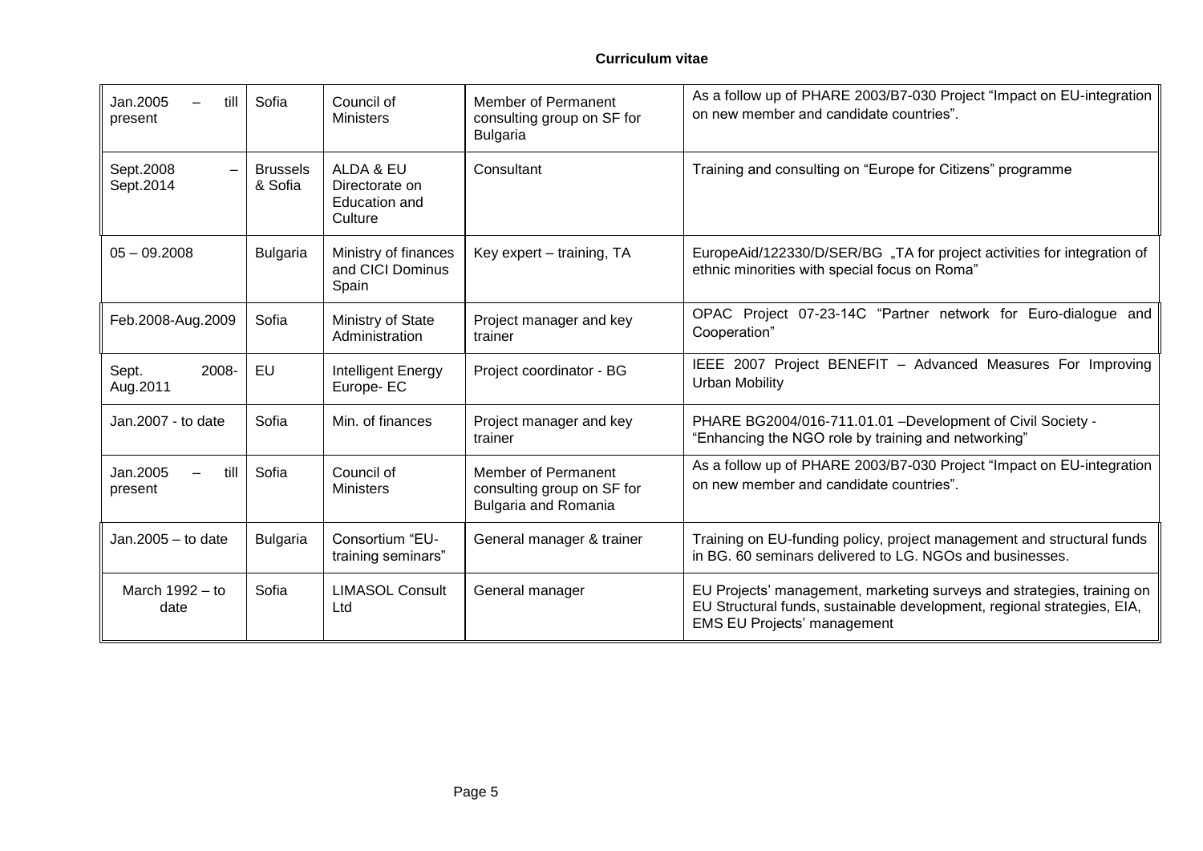**Curriculum vitae**

| | | | | |
|---|---|---|---|---|
| Jan.2005 – till present | Sofia | Council of Ministers | Member of Permanent consulting group on SF for Bulgaria | As a follow up of PHARE 2003/B7-030 Project "Impact on EU-integration on new member and candidate countries". |
| Sept.2008 – Sept.2014 | Brussels & Sofia | ALDA & EU Directorate on Education and Culture | Consultant | Training and consulting on "Europe for Citizens" programme |
| 05 – 09.2008 | Bulgaria | Ministry of finances and CICI Dominus Spain | Key expert – training, TA | EuropeAid/122330/D/SER/BG „TA for project activities for integration of ethnic minorities with special focus on Roma" |
| Feb.2008-Aug.2009 | Sofia | Ministry of State Administration | Project manager and key trainer | OPAC Project 07-23-14C "Partner network for Euro-dialogue and Cooperation" |
| Sept. 2008-Aug.2011 | EU | Intelligent Energy Europe- EC | Project coordinator - BG | IEEE 2007 Project BENEFIT – Advanced Measures For Improving Urban Mobility |
| Jan.2007 - to date | Sofia | Min. of finances | Project manager and key trainer | PHARE BG2004/016-711.01.01 –Development of Civil Society - "Enhancing the NGO role by training and networking" |
| Jan.2005 – till present | Sofia | Council of Ministers | Member of Permanent consulting group on SF for Bulgaria and Romania | As a follow up of PHARE 2003/B7-030 Project "Impact on EU-integration on new member and candidate countries". |
| Jan.2005 – to date | Bulgaria | Consortium "EU-training seminars" | General manager & trainer | Training on EU-funding policy, project management and structural funds in BG. 60 seminars delivered to LG. NGOs and businesses. |
| March 1992 – to date | Sofia | LIMASOL Consult Ltd | General manager | EU Projects' management, marketing surveys and strategies, training on EU Structural funds, sustainable development, regional strategies, EIA, EMS EU Projects' management |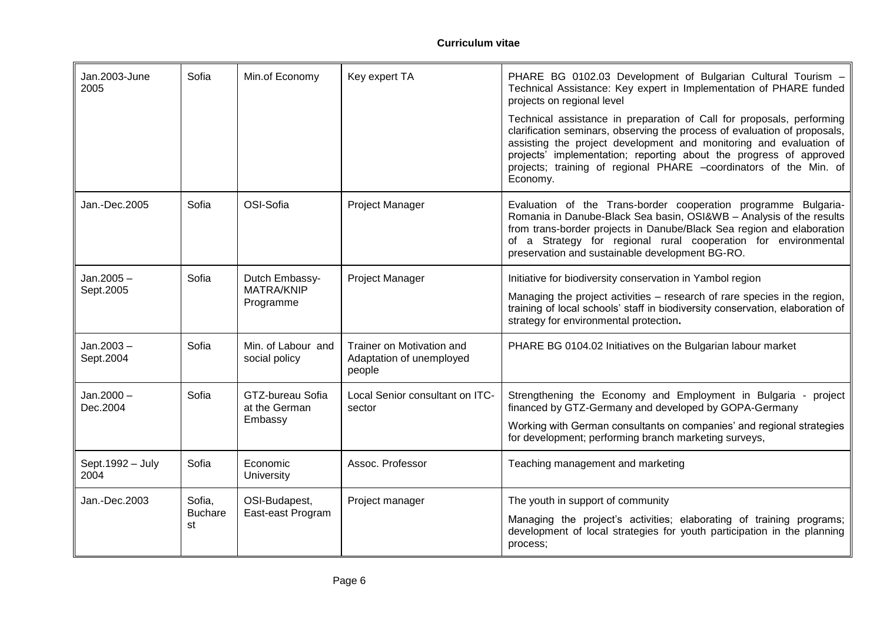**Curriculum vitae**

| Jan.2003-June 2005 | Sofia | Min.of Economy | Key expert TA | PHARE BG 0102.03 Development of Bulgarian Cultural Tourism – Technical Assistance: Key expert in Implementation of PHARE funded projects on regional level<br><br>Technical assistance in preparation of Call for proposals, performing clarification seminars, observing the process of evaluation of proposals, assisting the project development and monitoring and evaluation of projects' implementation; reporting about the progress of approved projects; training of regional PHARE –coordinators of the Min. of Economy. |
|---|---|---|---|---|
| Jan.-Dec.2005 | Sofia | OSI-Sofia | Project Manager | Evaluation of the Trans-border cooperation programme Bulgaria-Romania in Danube-Black Sea basin, OSI&WB – Analysis of the results from trans-border projects in Danube/Black Sea region and elaboration of a Strategy for regional rural cooperation for environmental preservation and sustainable development BG-RO. |
| Jan.2005 – Sept.2005 | Sofia | Dutch Embassy-MATRA/KNIP Programme | Project Manager | Initiative for biodiversity conservation in Yambol region<br><br>Managing the project activities – research of rare species in the region, training of local schools' staff in biodiversity conservation, elaboration of strategy for environmental protection**.** |
| Jan.2003 – Sept.2004 | Sofia | Min. of Labour and social policy | Trainer on Motivation and Adaptation of unemployed people | PHARE BG 0104.02 Initiatives on the Bulgarian labour market |
| Jan.2000 – Dec.2004 | Sofia | GTZ-bureau Sofia at the German Embassy | Local Senior consultant on ITC-sector | Strengthening the Economy and Employment in Bulgaria - project financed by GTZ-Germany and developed by GOPA-Germany<br><br>Working with German consultants on companies' and regional strategies for development; performing branch marketing surveys, |
| Sept.1992 – July 2004 | Sofia | Economic University | Assoc. Professor | Teaching management and marketing |
| Jan.-Dec.2003 | Sofia, Bucharest | OSI-Budapest, East-east Program | Project manager | The youth in support of community<br><br>Managing the project's activities; elaborating of training programs; development of local strategies for youth participation in the planning process; |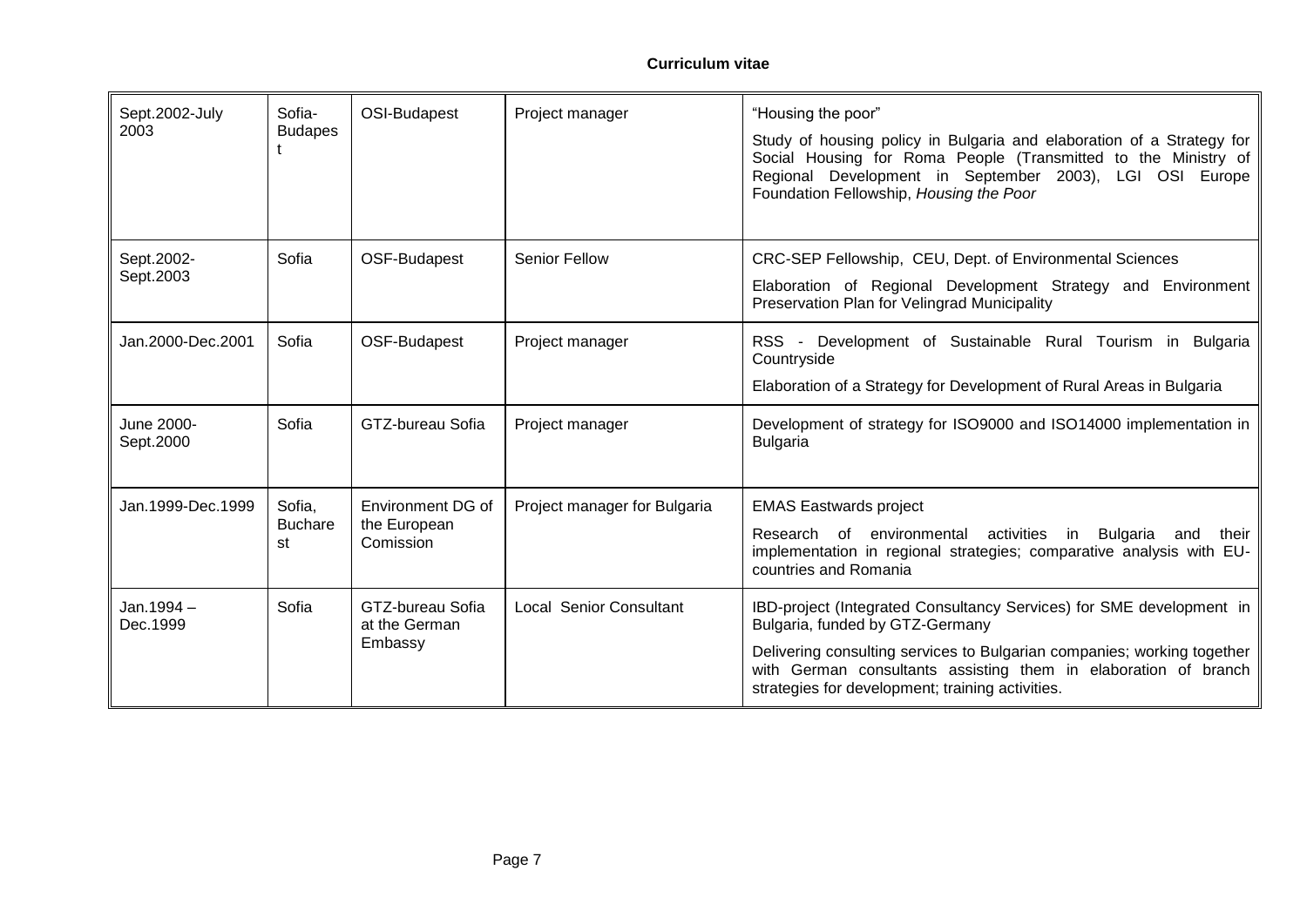**Curriculum vitae**

| | | | | |
|---|---|---|---|---|
| Sept.2002-July 2003 | Sofia-Budapest | OSI-Budapest | Project manager | "Housing the poor"<br><br>Study of housing policy in Bulgaria and elaboration of a Strategy for Social Housing for Roma People (Transmitted to the Ministry of Regional Development in September 2003), LGI OSI Europe Foundation Fellowship, *Housing the Poor* |
| Sept.2002-Sept.2003 | Sofia | OSF-Budapest | Senior Fellow | CRC-SEP Fellowship, CEU, Dept. of Environmental Sciences<br><br>Elaboration of Regional Development Strategy and Environment Preservation Plan for Velingrad Municipality |
| Jan.2000-Dec.2001 | Sofia | OSF-Budapest | Project manager | RSS - Development of Sustainable Rural Tourism in Bulgaria Countryside<br><br>Elaboration of a Strategy for Development of Rural Areas in Bulgaria |
| June 2000-Sept.2000 | Sofia | GTZ-bureau Sofia | Project manager | Development of strategy for ISO9000 and ISO14000 implementation in Bulgaria |
| Jan.1999-Dec.1999 | Sofia, Bucharest | Environment DG of the European Comission | Project manager for Bulgaria | EMAS Eastwards project<br><br>Research of environmental activities in Bulgaria and their implementation in regional strategies; comparative analysis with EU-countries and Romania |
| Jan.1994 – Dec.1999 | Sofia | GTZ-bureau Sofia at the German Embassy | Local Senior Consultant | IBD-project (Integrated Consultancy Services) for SME development in Bulgaria, funded by GTZ-Germany<br><br>Delivering consulting services to Bulgarian companies; working together with German consultants assisting them in elaboration of branch strategies for development; training activities. |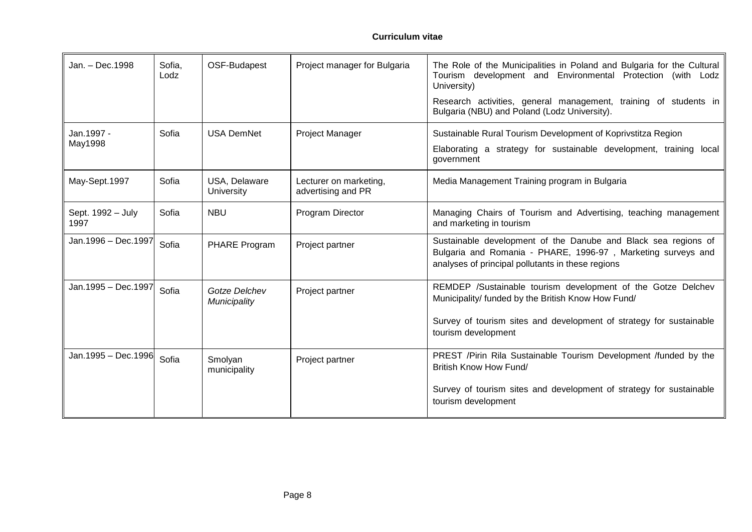**Curriculum vitae**

| | | | | |
|---|---|---|---|---|
| Jan. – Dec.1998 | Sofia, Lodz | OSF-Budapest | Project manager for Bulgaria | The Role of the Municipalities in Poland and Bulgaria for the Cultural Tourism development and Environmental Protection (with Lodz University)<br>Research activities, general management, training of students in Bulgaria (NBU) and Poland (Lodz University). |
| Jan.1997 - May1998 | Sofia | USA DemNet | Project Manager | Sustainable Rural Tourism Development of Koprivstitza Region<br>Elaborating a strategy for sustainable development, training local government |
| May-Sept.1997 | Sofia | USA, Delaware University | Lecturer on marketing, advertising and PR | Media Management Training program in Bulgaria |
| Sept. 1992 – July 1997 | Sofia | NBU | Program Director | Managing Chairs of Tourism and Advertising, teaching management and marketing in tourism |
| Jan.1996 – Dec.1997 | Sofia | PHARE Program | Project partner | Sustainable development of the Danube and Black sea regions of Bulgaria and Romania - PHARE, 1996-97 , Marketing surveys and analyses of principal pollutants in these regions |
| Jan.1995 – Dec.1997 | Sofia | *Gotze Delchev Municipality* | Project partner | REMDEP /Sustainable tourism development of the Gotze Delchev Municipality/ funded by the British Know How Fund/<br>Survey of tourism sites and development of strategy for sustainable tourism development |
| Jan.1995 – Dec.1996 | Sofia | Smolyan municipality | Project partner | PREST /Pirin Rila Sustainable Tourism Development /funded by the British Know How Fund/<br>Survey of tourism sites and development of strategy for sustainable tourism development |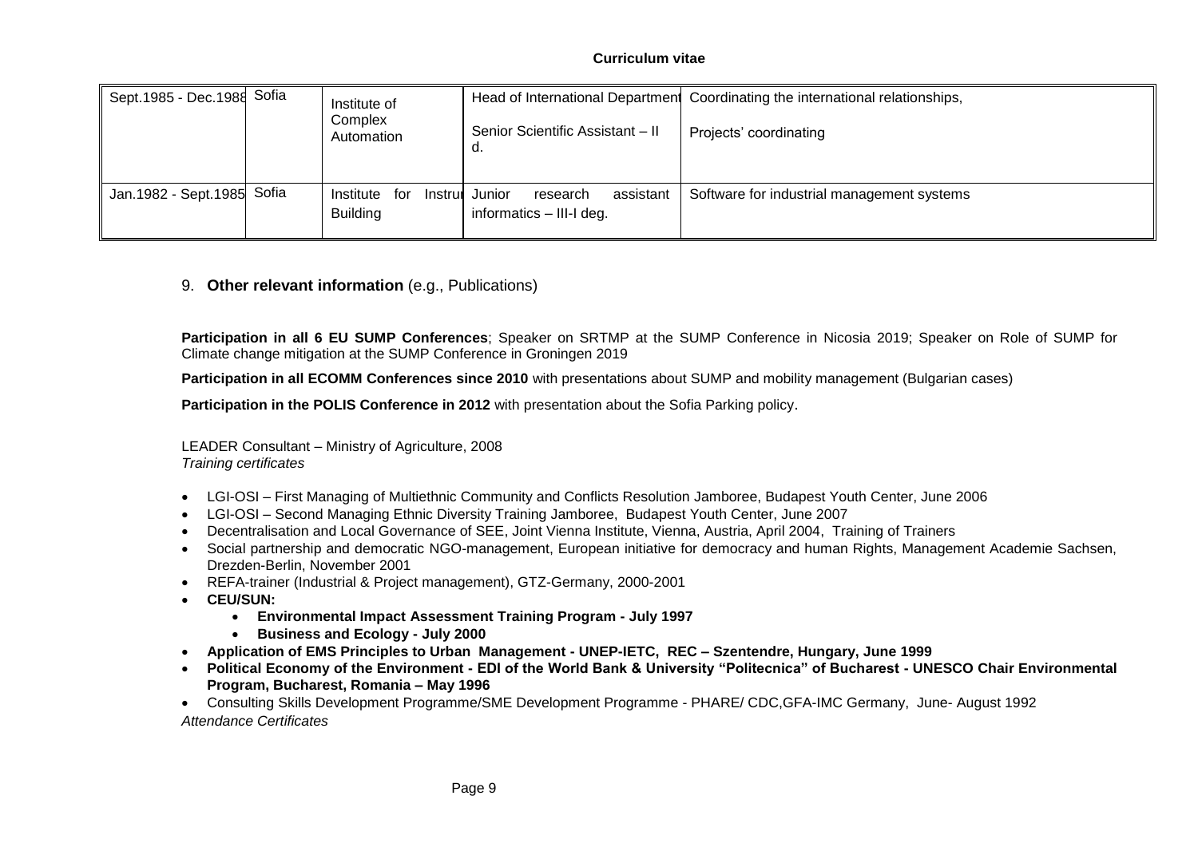| Sept.1985 - Dec.1988 | Sofia | Institute of Complex Automation | Head of International Department<br><br>Senior Scientific Assistant – II d. | Coordinating the international relationships,<br><br>Projects' coordinating |
|---|---|---|---|---|
| Jan.1982 - Sept.1985 | Sofia | Institute for Instru Building | Junior research assistant informatics – III-I deg. | Software for industrial management systems |

9. **Other relevant information** (e.g., Publications)

**Participation in all 6 EU SUMP Conferences**; Speaker on SRTMP at the SUMP Conference in Nicosia 2019; Speaker on Role of SUMP for Climate change mitigation at the SUMP Conference in Groningen 2019

**Participation in all ECOMM Conferences since 2010** with presentations about SUMP and mobility management (Bulgarian cases)

**Participation in the POLIS Conference in 2012** with presentation about the Sofia Parking policy.

LEADER Consultant – Ministry of Agriculture, 2008
*Training certificates*

- LGI-OSI – First Managing of Multiethnic Community and Conflicts Resolution Jamboree, Budapest Youth Center, June 2006
- LGI-OSI – Second Managing Ethnic Diversity Training Jamboree, Budapest Youth Center, June 2007
- Decentralisation and Local Governance of SEE, Joint Vienna Institute, Vienna, Austria, April 2004, Training of Trainers
- Social partnership and democratic NGO-management, European initiative for democracy and human Rights, Management Academie Sachsen, Drezden-Berlin, November 2001
- REFA-trainer (Industrial & Project management), GTZ-Germany, 2000-2001
- **CEU/SUN:**
  - **Environmental Impact Assessment Training Program - July 1997**
  - **Business and Ecology - July 2000**
- **Application of EMS Principles to Urban Management - UNEP-IETC, REC – Szentendre, Hungary, June 1999**
- **Political Economy of the Environment - EDI of the World Bank & University "Politecnica" of Bucharest - UNESCO Chair Environmental Program, Bucharest, Romania – May 1996**
- Consulting Skills Development Programme/SME Development Programme - PHARE/ CDC,GFA-IMC Germany, June- August 1992

*Attendance Certificates*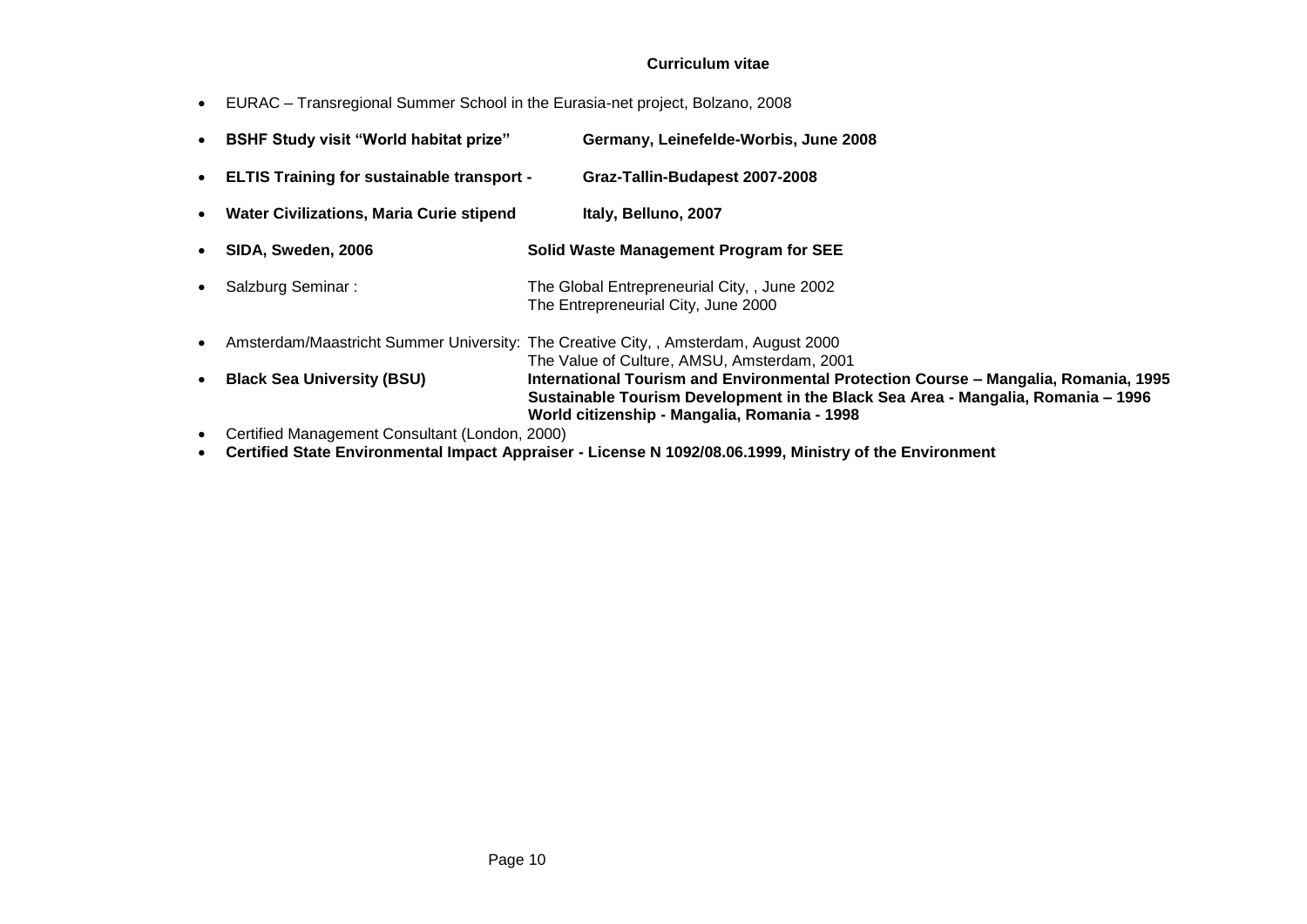**Curriculum vitae**

- EURAC – Transregional Summer School in the Eurasia-net project, Bolzano, 2008
- **BSHF Study visit "World habitat prize" Germany, Leinefelde-Worbis, June 2008**
- **ELTIS Training for sustainable transport - Graz-Tallin-Budapest 2007-2008**
- **Water Civilizations, Maria Curie stipend Italy, Belluno, 2007**
- **SIDA, Sweden, 2006 Solid Waste Management Program for SEE**
- Salzburg Seminar : The Global Entrepreneurial City, , June 2002
  The Entrepreneurial City, June 2000
- Amsterdam/Maastricht Summer University: The Creative City, , Amsterdam, August 2000
  The Value of Culture, AMSU, Amsterdam, 2001
- **Black Sea University (BSU) International Tourism and Environmental Protection Course – Mangalia, Romania, 1995**
  **Sustainable Tourism Development in the Black Sea Area - Mangalia, Romania – 1996**
  **World citizenship - Mangalia, Romania - 1998**
- Certified Management Consultant (London, 2000)
- **Certified State Environmental Impact Appraiser - License N 1092/08.06.1999, Ministry of the Environment**